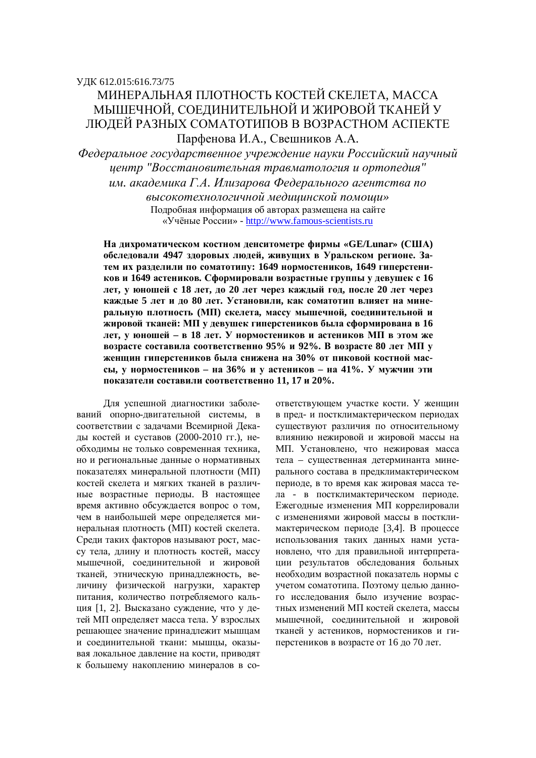УДК 612.015:616.73/75

# МИНЕРАЛЬНАЯ ПЛОТНОСТЬ КОСТЕЙ СКЕЛЕТА, МАССА МЫШЕЧНОЙ, СОЕДИНИТЕЛЬНОЙ И ЖИРОВОЙ ТКАНЕЙ У ЛЮДЕЙ РАЗНЫХ СОМАТОТИПОВ В ВОЗРАСТНОМ АСПЕКТЕ

Парфенова И.А., Свешников А.А.

*Федеральное государственное учреждение науки Российский научный центр "Восстановительная травматология и ортопедия" им. академика Г.А. Илизарова Федерального агентства по высокотехнологичной медицинской помощи»*

Подробная информация об авторах размещена на сайте «Учёные России» - http://www.famous-scientists.ru

**На дихроматическом костном денситометре фирмы «GE/Lunar» (США) обследовали 4947 здоровых людей, живущих в Уральском регионе. Затем их разделили по соматотипу: 1649 нормостеников, 1649 гиперстеников и 1649 астеников. Сформировали возрастные группы у девушек с 16 лет, у юношей с 18 лет, до 20 лет через каждый год, после 20 лет через каждые 5 лет и до 80 лет. Установили, как соматотип влияет на минеральную плотность (МП) скелета, массу мышечной, соединительной и жировой тканей: МП у девушек гиперстеников была сформирована в 16 лет, у юношей – в 18 лет. У нормостеников и астеников МП в этом же возрасте составила соответственно 95% и 92%. В возрасте 80 лет МП у женщин гиперстеников была снижена на 30% от пиковой костной массы, у нормостеников – на 36% и у астеников – на 41%. У мужчин эти показатели составили соответственно 11, 17 и 20%.**

Для успешной диагностики заболеваний опорно-двигательной системы, в соответствии с задачами Всемирной Декады костей и суставов (2000-2010 гг.), необходимы не только современная техника, но и региональные данные о нормативных показателях минеральной плотности (МП) костей скелета и мягких тканей в различные возрастные периоды. В настоящее время активно обсуждается вопрос о том, чем в наибольшей мере определяется минеральная плотность (МП) костей скелета. Среди таких факторов называют рост, массу тела, длину и плотность костей, массу мышечной, соединительной и жировой тканей, этническую принадлежность, величину физической нагрузки, характер питания, количество потребляемого кальция [1, 2]. Высказано суждение, что у детей МП определяет масса тела. У взрослых решающее значение принадлежит мышцам и соединительной ткани: мышцы, оказывая локальное давление на кости, приводят к большему накоплению минералов в соответствующем участке кости. У женщин в пред- и постклимактерическом периодах существуют различия по относительному влиянию нежировой и жировой массы на МП. Установлено, что нежировая масса тела – существенная детерминанта минерального состава в предклимактерическом периоде, в то время как жировая масса тела - в постклимактерическом периоде. Ежегодные изменения МП коррелировали с изменениями жировой массы в постклимактерическом периоде [3,4]. В процессе использования таких данных нами установлено, что для правильной интерпретации результатов обследования больных необходим возрастной показатель нормы с учетом соматотипа. Поэтому целью данного исследования было изучение возрастных изменений МП костей скелета, массы мышечной, соединительной и жировой тканей у астеников, нормостеников и гиперстеников в возрасте от 16 до 70 лет.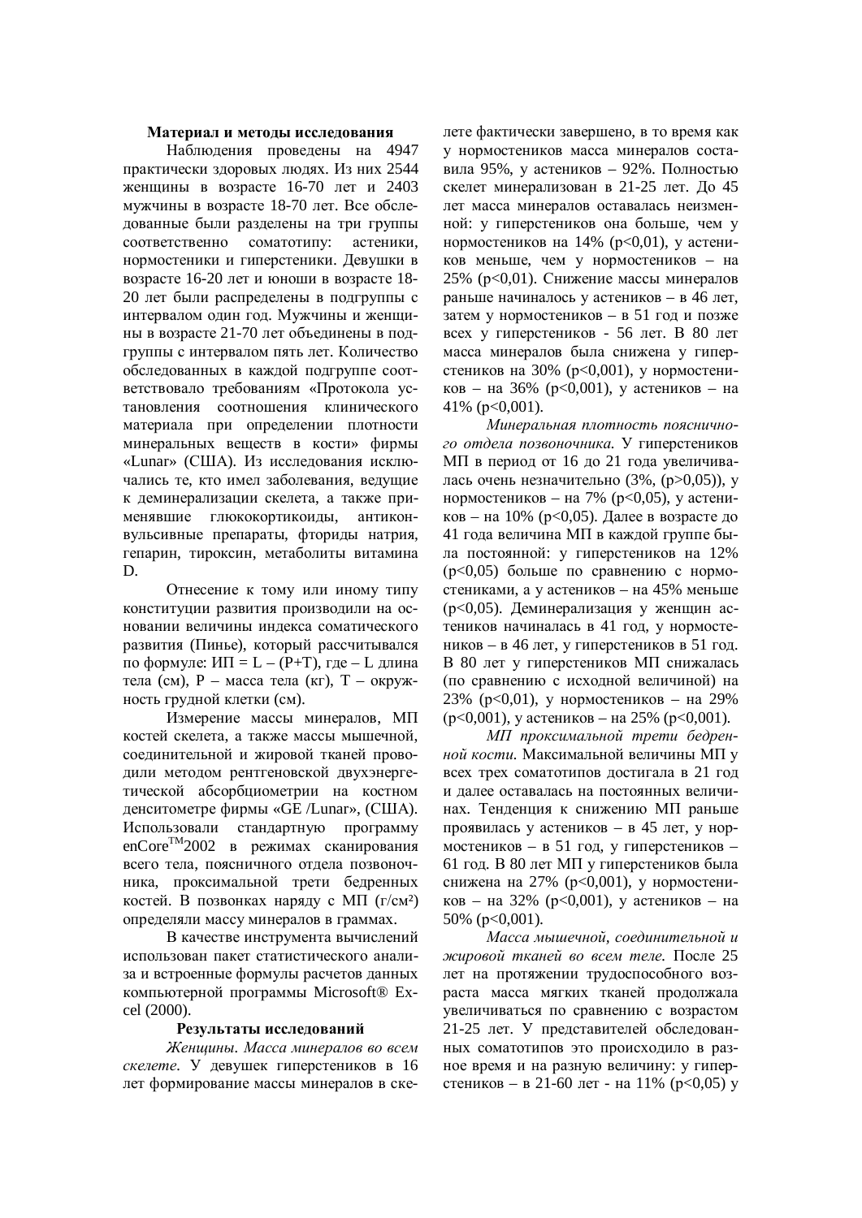### Материал и методы исследования

Наблюдения проведены на 4947 практически здоровых людях. Из них 2544 женщины в возрасте 16-70 лет и 2403 мужчины в возрасте 18-70 лет. Все обследованные были разделены на три группы соответственно соматотипу: астеники, нормостеники и гиперстеники. Девушки в возрасте 16-20 лет и юноши в возрасте 18-20 лет были распределены в подгруппы с интервалом один год. Мужчины и женщины в возрасте 21-70 лет объединены в подгруппы с интервалом пять лет. Количество обследованных в каждой подгруппе соответствовало требованиям «Протокола установления соотношения клинического материала при определении плотности минеральных веществ в кости» фирмы «Lunar» (США). Из исследования исключались те, кто имел заболевания, ведущие к деминерализации скелета, а также применявшие глюкокортикоиды, антиконвульсивные препараты, фториды натрия, гепарин, тироксин, метаболиты витамина D.

Отнесение к тому или иному типу конституции развития производили на основании величины индекса соматического развития (Пинье), который рассчитывался по формуле: ИП = L – (P+T), где – L длина тела (см), P – масса тела (кг), T – окружность грудной клетки (см).

Измерение массы минералов, МП костей скелета, а также массы мышечной, соединительной и жировой тканей проводили методом рентгеновской двухэнергетической абсорбциометрии на костном денситометре фирмы «GE /Lunar», (США). Использовали стандартную программу enCore™2002 в режимах сканирования всего тела, поясничного отдела позвоночника, проксимальной трети бедренных костей. В позвонках наряду с МП (г/см²) определяли массу минералов в граммах.

В качестве инструмента вычислений использован пакет статистического анализа и встроенные формулы расчетов данных компьютерной программы Microsoft® Excel (2000).

### Результаты исследований

*Женщины. Масса минералов во всем скелете.* У девушек гиперстеников в 16 лет формирование массы минералов в скелете фактически завершено, в то время как у нормостеников масса минералов составила 95%, у астеников – 92%. Полностью скелет минерализован в 21-25 лет. До 45 лет масса минералов оставалась неизменной: у гиперстеников она больше, чем у нормостеников на 14% ($p<0{,}01$), у астеников меньше, чем у нормостеников – на 25% ($p<0{,}01$). Снижение массы минералов раньше начиналось у астеников – в 46 лет, затем у нормостеников – в 51 год и позже всех у гиперстеников - 56 лет. В 80 лет масса минералов была снижена у гиперстеников на 30% ($p<0{,}001$), у нормостеников – на 36% ($p<0{,}001$), у астеников – на 41% ($p<0{,}001$).

*Минеральная плотность поясничного отдела позвоночника.* У гиперстеников МП в период от 16 до 21 года увеличивалась очень незначительно (3%, ($p>0{,}05$)), у нормостеников – на 7% ($p<0{,}05$), у астеников – на 10% ($p<0{,}05$). Далее в возрасте до 41 года величина МП в каждой группе была постоянной: у гиперстеников на 12% ($p<0{,}05$) больше по сравнению с нормостениками, а у астеников – на 45% меньше ($p<0{,}05$). Деминерализация у женщин астеников начиналась в 41 год, у нормостеников – в 46 лет, у гиперстеников в 51 год. В 80 лет у гиперстеников МП снижалась (по сравнению с исходной величиной) на 23% ($p<0{,}01$), у нормостеников – на 29% ($p<0{,}001$), у астеников – на 25% ($p<0{,}001$).

*МП проксимальной трети бедренной кости.* Максимальной величины МП у всех трех соматотипов достигала в 21 год и далее оставалась на постоянных величинах. Тенденция к снижению МП раньше проявилась у астеников – в 45 лет, у нормостеников – в 51 год, у гиперстеников – 61 год. В 80 лет МП у гиперстеников была снижена на 27% ($p<0{,}001$), у нормостеников – на 32% ($p<0{,}001$), у астеников – на 50% ($p<0{,}001$).

*Масса мышечной, соединительной и жировой тканей во всем теле.* После 25 лет на протяжении трудоспособного возраста масса мягких тканей продолжала увеличиваться по сравнению с возрастом 21-25 лет. У представителей обследованных соматотипов это происходило в разное время и на разную величину: у гиперстеников – в 21-60 лет - на 11% ($p<0{,}05$) у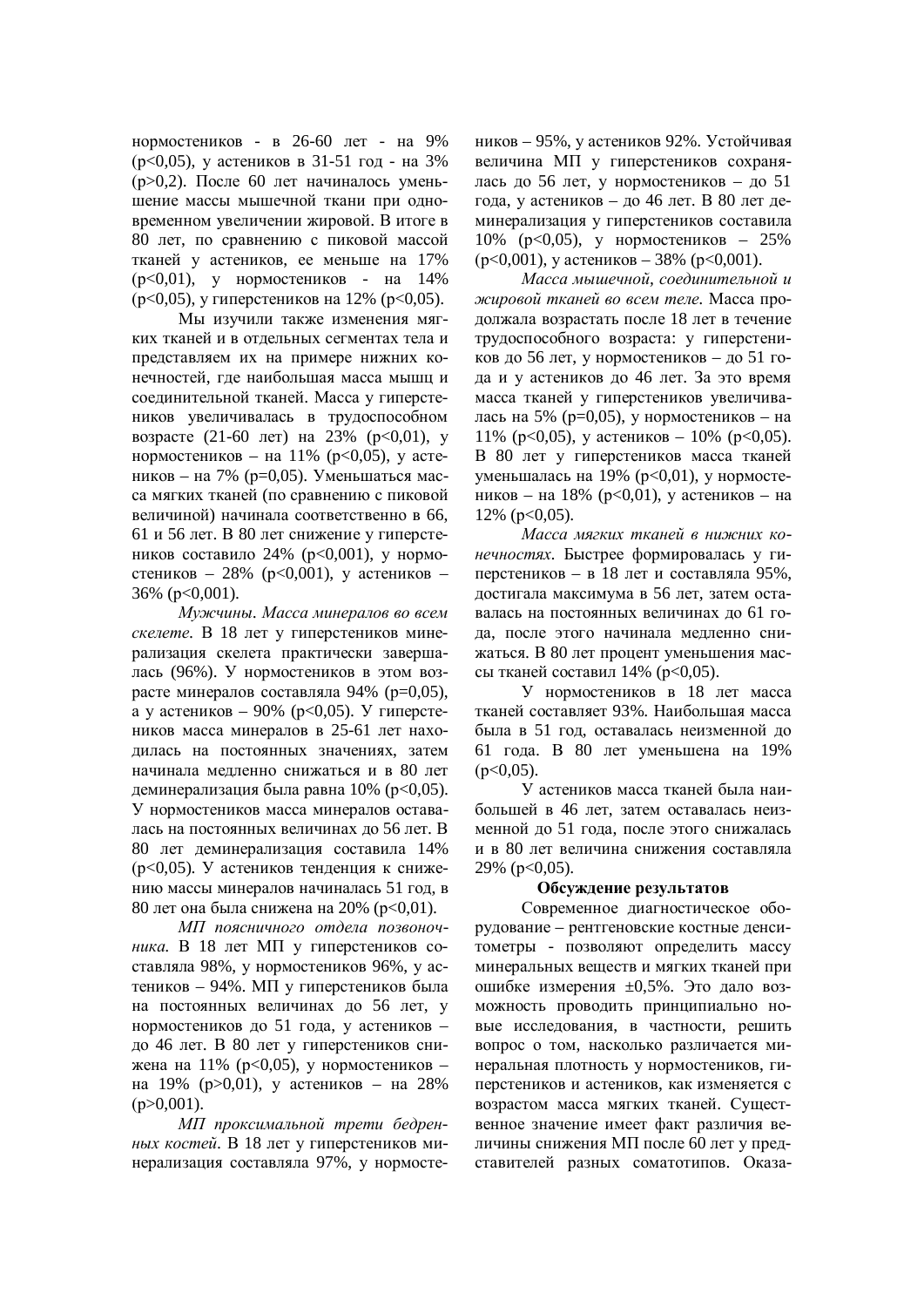нормостеников - в 26-60 лет - на 9% ($p<0,05$), у астеников в 31-51 год - на 3% ($p>0,2$). После 60 лет начиналось уменьшение массы мышечной ткани при одновременном увеличении жировой. В итоге в 80 лет, по сравнению с пиковой массой тканей у астеников, ее меньше на 17% ($p<0,01$), у нормостеников - на 14% ($p<0,05$), у гиперстеников на 12% ($p<0,05$).

Мы изучили также изменения мягких тканей и в отдельных сегментах тела и представляем их на примере нижних конечностей, где наибольшая масса мышц и соединительной тканей. Масса у гиперстеников увеличивалась в трудоспособном возрасте (21-60 лет) на 23% ($p<0,01$), у нормостеников – на 11% ($p<0,05$), у астеников – на 7% ($p=0,05$). Уменьшаться масса мягких тканей (по сравнению с пиковой величиной) начинала соответственно в 66, 61 и 56 лет. В 80 лет снижение у гиперстеников составило 24% ($p<0,001$), у нормостеников – 28% ($p<0,001$), у астеников – 36% ($p<0,001$).

*Мужчины. Масса минералов во всем скелете.* В 18 лет у гиперстеников минерализация скелета практически завершалась (96%). У нормостеников в этом возрасте минералов составляла 94% ($p=0,05$), а у астеников – 90% ($p<0,05$). У гиперстеников масса минералов в 25-61 лет находилась на постоянных значениях, затем начинала медленно снижаться и в 80 лет деминерализация была равна 10% ($p<0,05$). У нормостеников масса минералов оставалась на постоянных величинах до 56 лет. В 80 лет деминерализация составила 14% ($p<0,05$). У астеников тенденция к снижению массы минералов начиналась 51 год, в 80 лет она была снижена на 20% ($p<0,01$).

*МП поясничного отдела позвоночника.* В 18 лет МП у гиперстеников составляла 98%, у нормостеников 96%, у астеников – 94%. МП у гиперстеников была на постоянных величинах до 56 лет, у нормостеников до 51 года, у астеников – до 46 лет. В 80 лет у гиперстеников снижена на 11% ($p<0,05$), у нормостеников – на 19% ($p>0,01$), у астеников – на 28% ($p>0,001$).

*МП проксимальной трети бедренных костей.* В 18 лет у гиперстеников минерализация составляла 97%, у нормостеников – 95%, у астеников 92%. Устойчивая величина МП у гиперстеников сохранялась до 56 лет, у нормостеников – до 51 года, у астеников – до 46 лет. В 80 лет деминерализация у гиперстеников составила 10% ($p<0,05$), у нормостеников – 25% ($p<0,001$), у астеников – 38% ($p<0,001$).

*Масса мышечной, соединительной и жировой тканей во всем теле.* Масса продолжала возрастать после 18 лет в течение трудоспособного возраста: у гиперстеников до 56 лет, у нормостеников – до 51 года и у астеников до 46 лет. За это время масса тканей у гиперстеников увеличивалась на 5% ($p=0,05$), у нормостеников – на 11% ($p<0,05$), у астеников – 10% ($p<0,05$). В 80 лет у гиперстеников масса тканей уменьшалась на 19% ($p<0,01$), у нормостеников – на 18% ($p<0,01$), у астеников – на 12% ($p<0,05$).

*Масса мягких тканей в нижних конечностях.* Быстрее формировалась у гиперстеников – в 18 лет и составляла 95%, достигала максимума в 56 лет, затем оставалась на постоянных величинах до 61 года, после этого начинала медленно снижаться. В 80 лет процент уменьшения массы тканей составил 14% ($p<0,05$).

У нормостеников в 18 лет масса тканей составляет 93%. Наибольшая масса была в 51 год, оставалась неизменной до 61 года. В 80 лет уменьшена на 19% ($p<0,05$).

У астеников масса тканей была наибольшей в 46 лет, затем оставалась неизменной до 51 года, после этого снижалась и в 80 лет величина снижения составляла 29% ($p<0,05$).

**Обсуждение результатов**

Современное диагностическое оборудование – рентгеновские костные денситометры - позволяют определить массу минеральных веществ и мягких тканей при ошибке измерения ±0,5%. Это дало возможность проводить принципиально новые исследования, в частности, решить вопрос о том, насколько различается минеральная плотность у нормостеников, гиперстеников и астеников, как изменяется с возрастом масса мягких тканей. Существенное значение имеет факт различия величины снижения МП после 60 лет у представителей разных соматотипов. Оказа-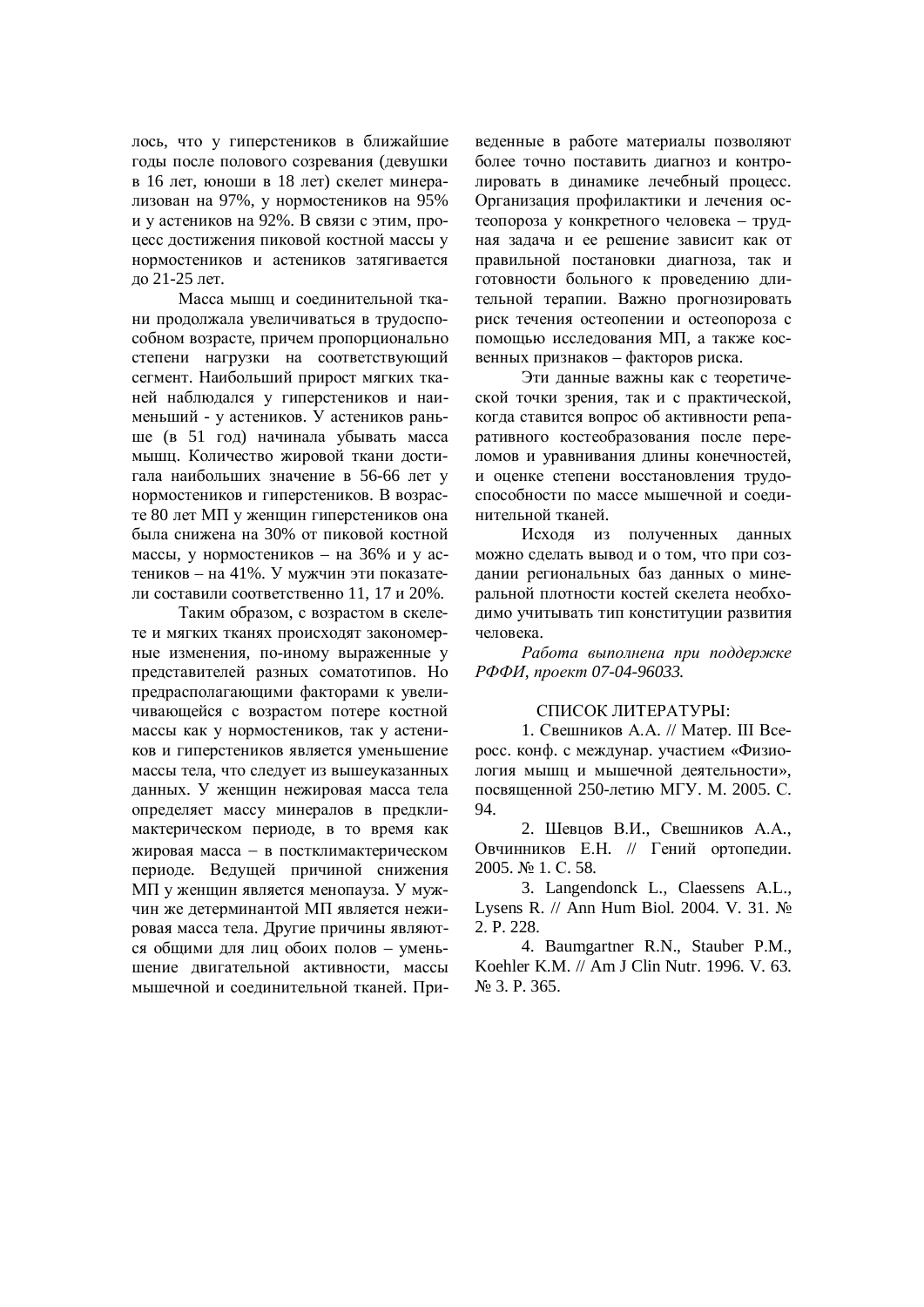лось, что у гиперстеников в ближайшие годы после полового созревания (девушки в 16 лет, юноши в 18 лет) скелет минерализован на 97%, у нормостеников на 95% и у астеников на 92%. В связи с этим, процесс достижения пиковой костной массы у нормостеников и астеников затягивается до 21-25 лет.

Масса мышц и соединительной ткани продолжала увеличиваться в трудоспособном возрасте, причем пропорционально степени нагрузки на соответствующий сегмент. Наибольший прирост мягких тканей наблюдался у гиперстеников и наименьший - у астеников. У астеников раньше (в 51 год) начинала убывать масса мышц. Количество жировой ткани достигала наибольших значение в 56-66 лет у нормостеников и гиперстеников. В возрасте 80 лет МП у женщин гиперстеников она была снижена на 30% от пиковой костной массы, у нормостеников – на 36% и у астеников – на 41%. У мужчин эти показатели составили соответственно 11, 17 и 20%.

Таким образом, с возрастом в скелете и мягких тканях происходят закономерные изменения, по-иному выраженные у представителей разных соматотипов. Но предрасполагающими факторами к увеличивающейся с возрастом потере костной массы как у нормостеников, так у астеников и гиперстеников является уменьшение массы тела, что следует из вышеуказанных данных. У женщин нежировая масса тела определяет массу минералов в предклимактерическом периоде, в то время как жировая масса – в постклимактерическом периоде. Ведущей причиной снижения МП у женщин является менопауза. У мужчин же детерминантой МП является нежировая масса тела. Другие причины являются общими для лиц обоих полов – уменьшение двигательной активности, массы мышечной и соединительной тканей. Приведенные в работе материалы позволяют более точно поставить диагноз и контролировать в динамике лечебный процесс. Организация профилактики и лечения остеопороза у конкретного человека – трудная задача и ее решение зависит как от правильной постановки диагноза, так и готовности больного к проведению длительной терапии. Важно прогнозировать риск течения остеопении и остеопороза с помощью исследования МП, а также косвенных признаков – факторов риска.

Эти данные важны как с теоретической точки зрения, так и с практической, когда ставится вопрос об активности репаративного костеобразования после переломов и уравнивания длины конечностей, и оценке степени восстановления трудоспособности по массе мышечной и соединительной тканей.

Исходя из полученных данных можно сделать вывод и о том, что при создании региональных баз данных о минеральной плотности костей скелета необходимо учитывать тип конституции развития человека.

*Работа выполнена при поддержке РФФИ, проект 07-04-96033.*

СПИСОК ЛИТЕРАТУРЫ:

1. Свешников А.А. // Матер. III Всеросс. конф. с междунар. участием «Физиология мышц и мышечной деятельности», посвященной 250-летию МГУ. М. 2005. С. 94.
2. Шевцов В.И., Свешников А.А., Овчинников Е.Н. // Гений ортопедии. 2005. № 1. С. 58.
3. Langendonck L., Claessens A.L., Lysens R. // Ann Hum Biol. 2004. V. 31. № 2. P. 228.
4. Baumgartner R.N., Stauber P.M., Koehler K.M. // Am J Clin Nutr. 1996. V. 63. № 3. P. 365.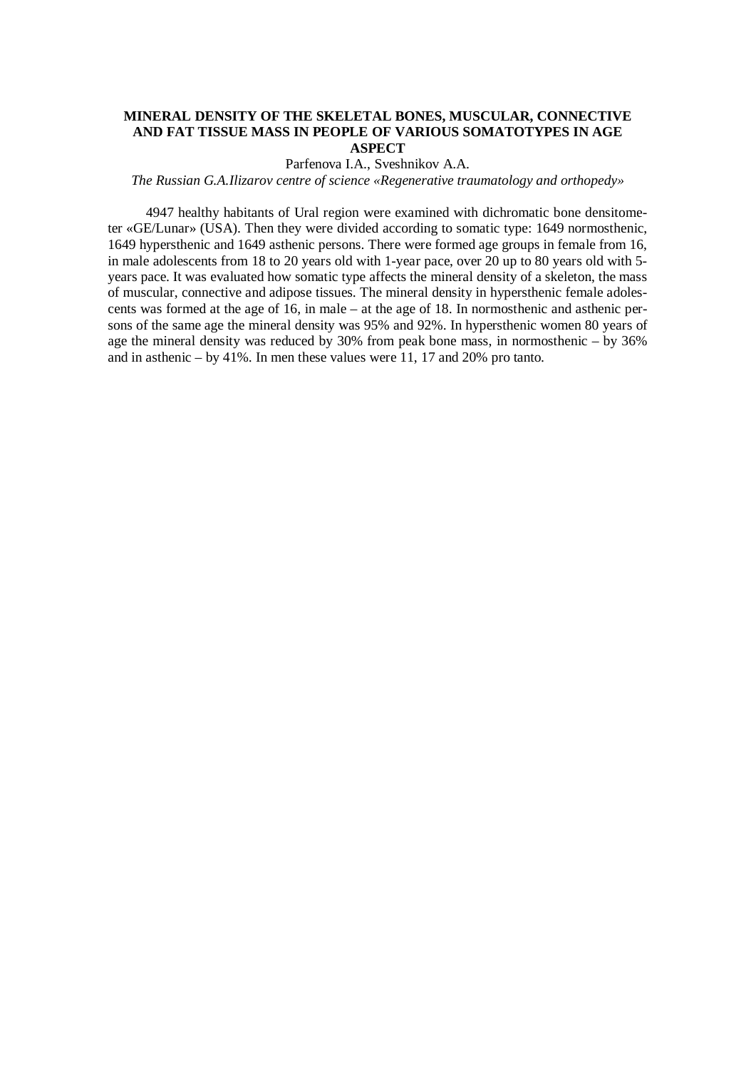**MINERAL DENSITY OF THE SKELETAL BONES, MUSCULAR, CONNECTIVE AND FAT TISSUE MASS IN PEOPLE OF VARIOUS SOMATOTYPES IN AGE ASPECT**

Parfenova I.A., Sveshnikov A.A.

*The Russian G.A.Ilizarov centre of science «Regenerative traumatology and orthopedy»*

4947 healthy habitants of Ural region were examined with dichromatic bone densitometer «GE/Lunar» (USA). Then they were divided according to somatic type: 1649 normosthenic, 1649 hypersthenic and 1649 asthenic persons. There were formed age groups in female from 16, in male adolescents from 18 to 20 years old with 1-year pace, over 20 up to 80 years old with 5-years pace. It was evaluated how somatic type affects the mineral density of a skeleton, the mass of muscular, connective and adipose tissues. The mineral density in hypersthenic female adolescents was formed at the age of 16, in male – at the age of 18. In normosthenic and asthenic persons of the same age the mineral density was 95% and 92%. In hypersthenic women 80 years of age the mineral density was reduced by 30% from peak bone mass, in normosthenic – by 36% and in asthenic – by 41%. In men these values were 11, 17 and 20% pro tanto.